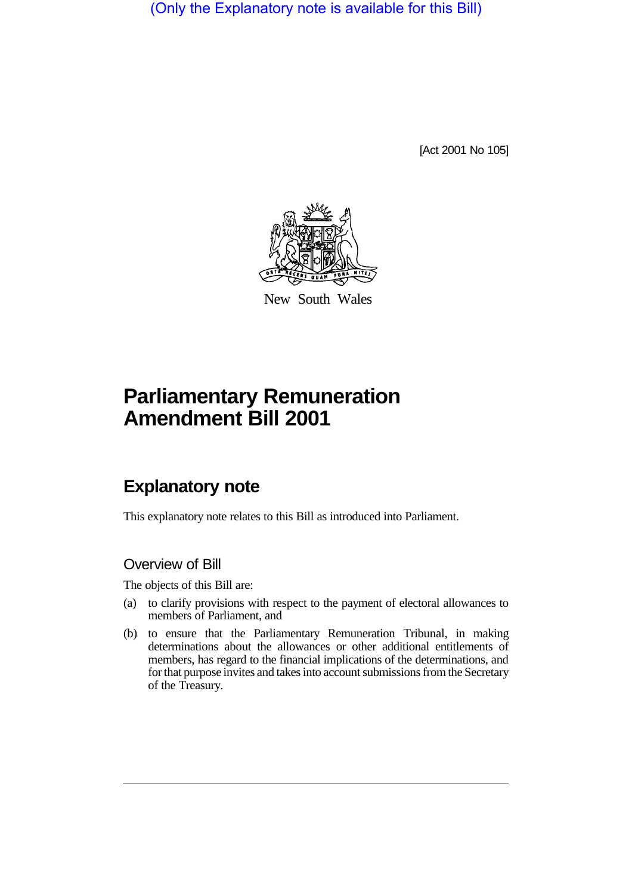(Only the Explanatory note is available for this Bill)

[Act 2001 No 105]

New South Wales

# Parliamentary Remuneration Amendment Bill 2001

## Explanatory note

This explanatory note relates to this Bill as introduced into Parliament.

### Overview of Bill

The objects of this Bill are:

(a) to clarify provisions with respect to the payment of electoral allowances to members of Parliament, and

(b) to ensure that the Parliamentary Remuneration Tribunal, in making determinations about the allowances or other additional entitlements of members, has regard to the financial implications of the determinations, and for that purpose invites and takes into account submissions from the Secretary of the Treasury.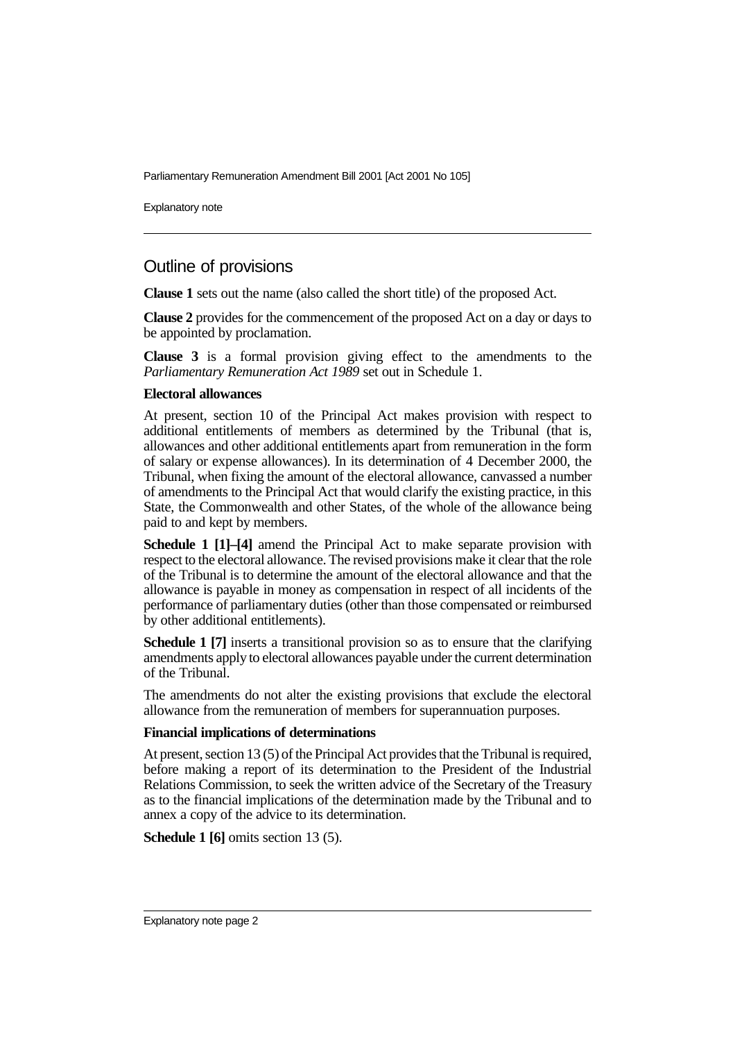## Outline of provisions

**Clause 1** sets out the name (also called the short title) of the proposed Act.

**Clause 2** provides for the commencement of the proposed Act on a day or days to be appointed by proclamation.

**Clause 3** is a formal provision giving effect to the amendments to the *Parliamentary Remuneration Act 1989* set out in Schedule 1.

**Electoral allowances**

At present, section 10 of the Principal Act makes provision with respect to additional entitlements of members as determined by the Tribunal (that is, allowances and other additional entitlements apart from remuneration in the form of salary or expense allowances). In its determination of 4 December 2000, the Tribunal, when fixing the amount of the electoral allowance, canvassed a number of amendments to the Principal Act that would clarify the existing practice, in this State, the Commonwealth and other States, of the whole of the allowance being paid to and kept by members.

**Schedule 1 [1]–[4]** amend the Principal Act to make separate provision with respect to the electoral allowance. The revised provisions make it clear that the role of the Tribunal is to determine the amount of the electoral allowance and that the allowance is payable in money as compensation in respect of all incidents of the performance of parliamentary duties (other than those compensated or reimbursed by other additional entitlements).

**Schedule 1 [7]** inserts a transitional provision so as to ensure that the clarifying amendments apply to electoral allowances payable under the current determination of the Tribunal.

The amendments do not alter the existing provisions that exclude the electoral allowance from the remuneration of members for superannuation purposes.

**Financial implications of determinations**

At present, section 13 (5) of the Principal Act provides that the Tribunal is required, before making a report of its determination to the President of the Industrial Relations Commission, to seek the written advice of the Secretary of the Treasury as to the financial implications of the determination made by the Tribunal and to annex a copy of the advice to its determination.

**Schedule 1 [6]** omits section 13 (5).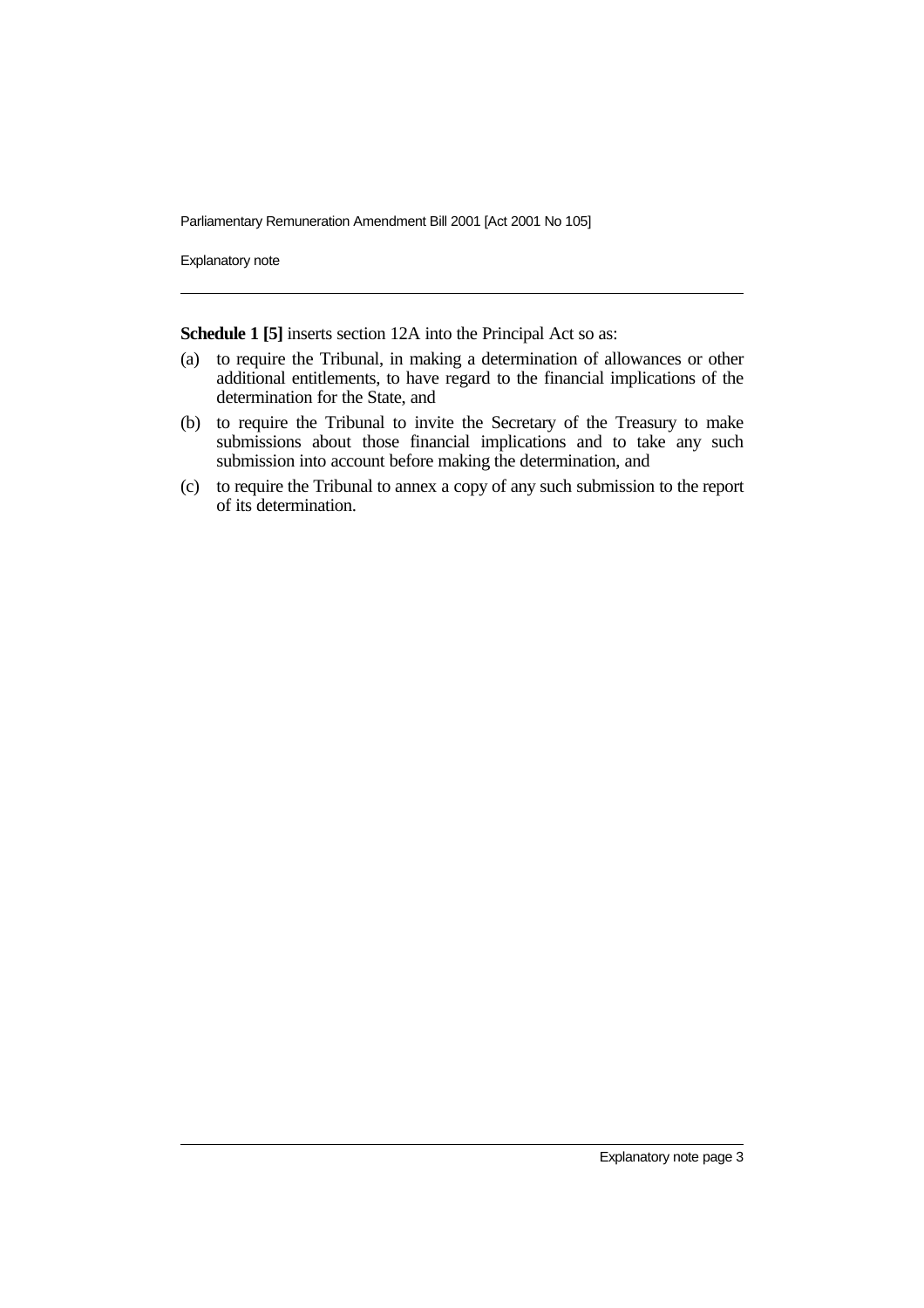**Schedule 1 [5]** inserts section 12A into the Principal Act so as:

(a) to require the Tribunal, in making a determination of allowances or other additional entitlements, to have regard to the financial implications of the determination for the State, and

(b) to require the Tribunal to invite the Secretary of the Treasury to make submissions about those financial implications and to take any such submission into account before making the determination, and

(c) to require the Tribunal to annex a copy of any such submission to the report of its determination.